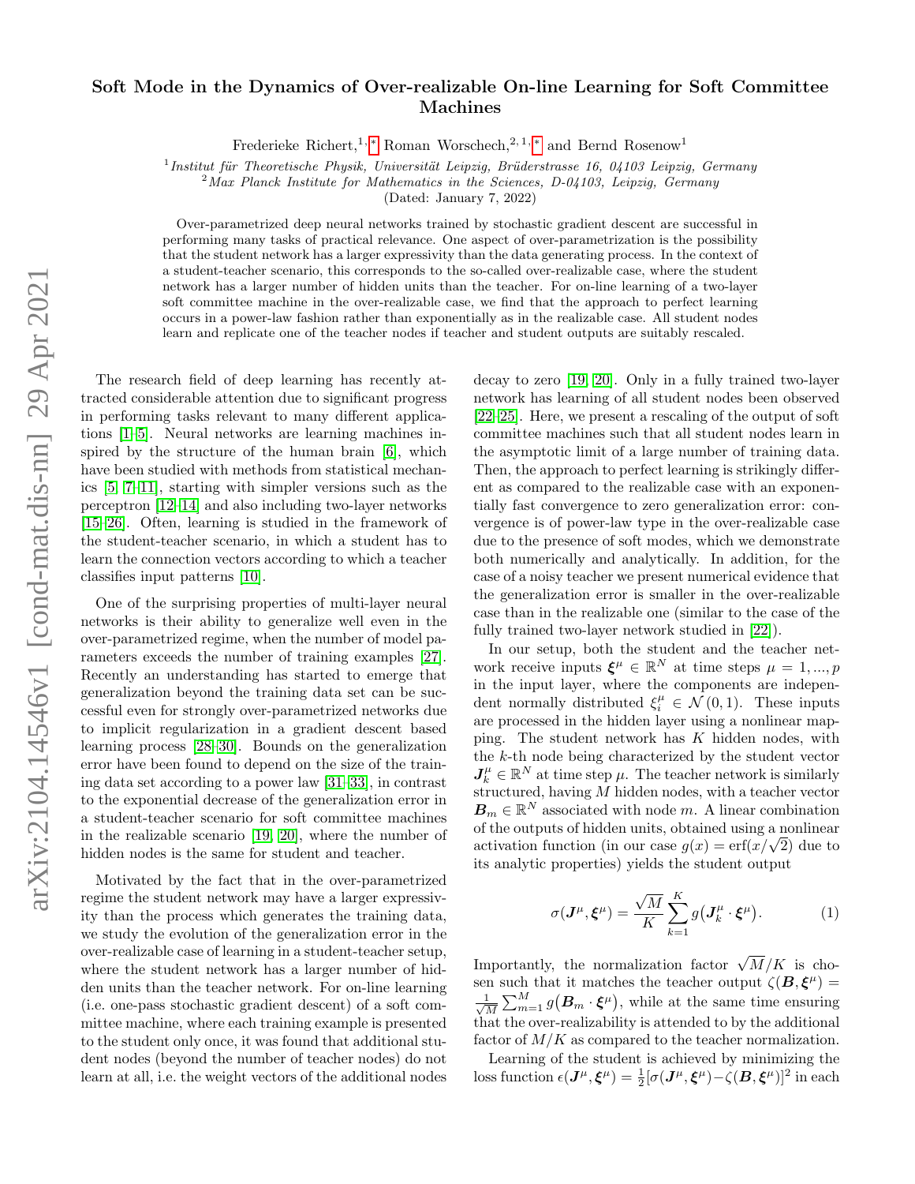# Soft Mode in the Dynamics of Over-realizable On-line Learning for Soft Committee Machines

Frederieke Richert,[1,*] Roman Worschech,[2,1,*] and Bernd Rosenow[1]

[1] *Institut für Theoretische Physik, Universität Leipzig, Brüderstrasse 16, 04103 Leipzig, Germany*
[2] *Max Planck Institute for Mathematics in the Sciences, D-04103, Leipzig, Germany*

(Dated: January 7, 2022)

Over-parametrized deep neural networks trained by stochastic gradient descent are successful in performing many tasks of practical relevance. One aspect of over-parametrization is the possibility that the student network has a larger expressivity than the data generating process. In the context of a student-teacher scenario, this corresponds to the so-called over-realizable case, where the student network has a larger number of hidden units than the teacher. For on-line learning of a two-layer soft committee machine in the over-realizable case, we find that the approach to perfect learning occurs in a power-law fashion rather than exponentially as in the realizable case. All student nodes learn and replicate one of the teacher nodes if teacher and student outputs are suitably rescaled.

The research field of deep learning has recently attracted considerable attention due to significant progress in performing tasks relevant to many different applications [1–5]. Neural networks are learning machines inspired by the structure of the human brain [6], which have been studied with methods from statistical mechanics [5, 7–11], starting with simpler versions such as the perceptron [12–14] and also including two-layer networks [15–26]. Often, learning is studied in the framework of the student-teacher scenario, in which a student has to learn the connection vectors according to which a teacher classifies input patterns [10].

One of the surprising properties of multi-layer neural networks is their ability to generalize well even in the over-parametrized regime, when the number of model parameters exceeds the number of training examples [27]. Recently an understanding has started to emerge that generalization beyond the training data set can be successful even for strongly over-parametrized networks due to implicit regularization in a gradient descent based learning process [28–30]. Bounds on the generalization error have been found to depend on the size of the training data set according to a power law [31–33], in contrast to the exponential decrease of the generalization error in a student-teacher scenario for soft committee machines in the realizable scenario [19, 20], where the number of hidden nodes is the same for student and teacher.

Motivated by the fact that in the over-parametrized regime the student network may have a larger expressivity than the process which generates the training data, we study the evolution of the generalization error in the over-realizable case of learning in a student-teacher setup, where the student network has a larger number of hidden units than the teacher network. For on-line learning (i.e. one-pass stochastic gradient descent) of a soft committee machine, where each training example is presented to the student only once, it was found that additional student nodes (beyond the number of teacher nodes) do not learn at all, i.e. the weight vectors of the additional nodes decay to zero [19, 20]. Only in a fully trained two-layer network has learning of all student nodes been observed [22–25]. Here, we present a rescaling of the output of soft committee machines such that all student nodes learn in the asymptotic limit of a large number of training data. Then, the approach to perfect learning is strikingly different as compared to the realizable case with an exponentially fast convergence to zero generalization error: convergence is of power-law type in the over-realizable case due to the presence of soft modes, which we demonstrate both numerically and analytically. In addition, for the case of a noisy teacher we present numerical evidence that the generalization error is smaller in the over-realizable case than in the realizable one (similar to the case of the fully trained two-layer network studied in [22]).

In our setup, both the student and the teacher network receive inputs $\boldsymbol{\xi}^\mu \in \mathbb{R}^N$ at time steps $\mu = 1, ..., p$ in the input layer, where the components are independent normally distributed $\xi_i^\mu \in \mathcal{N}(0, 1)$. These inputs are processed in the hidden layer using a nonlinear mapping. The student network has $K$ hidden nodes, with the $k$-th node being characterized by the student vector $\boldsymbol{J}_k^\mu \in \mathbb{R}^N$ at time step $\mu$. The teacher network is similarly structured, having $M$ hidden nodes, with a teacher vector $\boldsymbol{B}_m \in \mathbb{R}^N$ associated with node $m$. A linear combination of the outputs of hidden units, obtained using a nonlinear activation function (in our case $g(x) = \mathrm{erf}(x/\sqrt{2})$ due to its analytic properties) yields the student output

$$\sigma(\boldsymbol{J}^\mu, \boldsymbol{\xi}^\mu) = \frac{\sqrt{M}}{K} \sum_{k=1}^{K} g\big(\boldsymbol{J}_k^\mu \cdot \boldsymbol{\xi}^\mu\big). \tag{1}$$

Importantly, the normalization factor $\sqrt{M}/K$ is chosen such that it matches the teacher output $\zeta(\boldsymbol{B}, \boldsymbol{\xi}^\mu) = \frac{1}{\sqrt{M}} \sum_{m=1}^{M} g\big(\boldsymbol{B}_m \cdot \boldsymbol{\xi}^\mu\big)$, while at the same time ensuring that the over-realizability is attended to by the additional factor of $M/K$ as compared to the teacher normalization.

Learning of the student is achieved by minimizing the loss function $\epsilon(\boldsymbol{J}^\mu, \boldsymbol{\xi}^\mu) = \frac{1}{2}[\sigma(\boldsymbol{J}^\mu, \boldsymbol{\xi}^\mu) - \zeta(\boldsymbol{B}, \boldsymbol{\xi}^\mu)]^2$ in each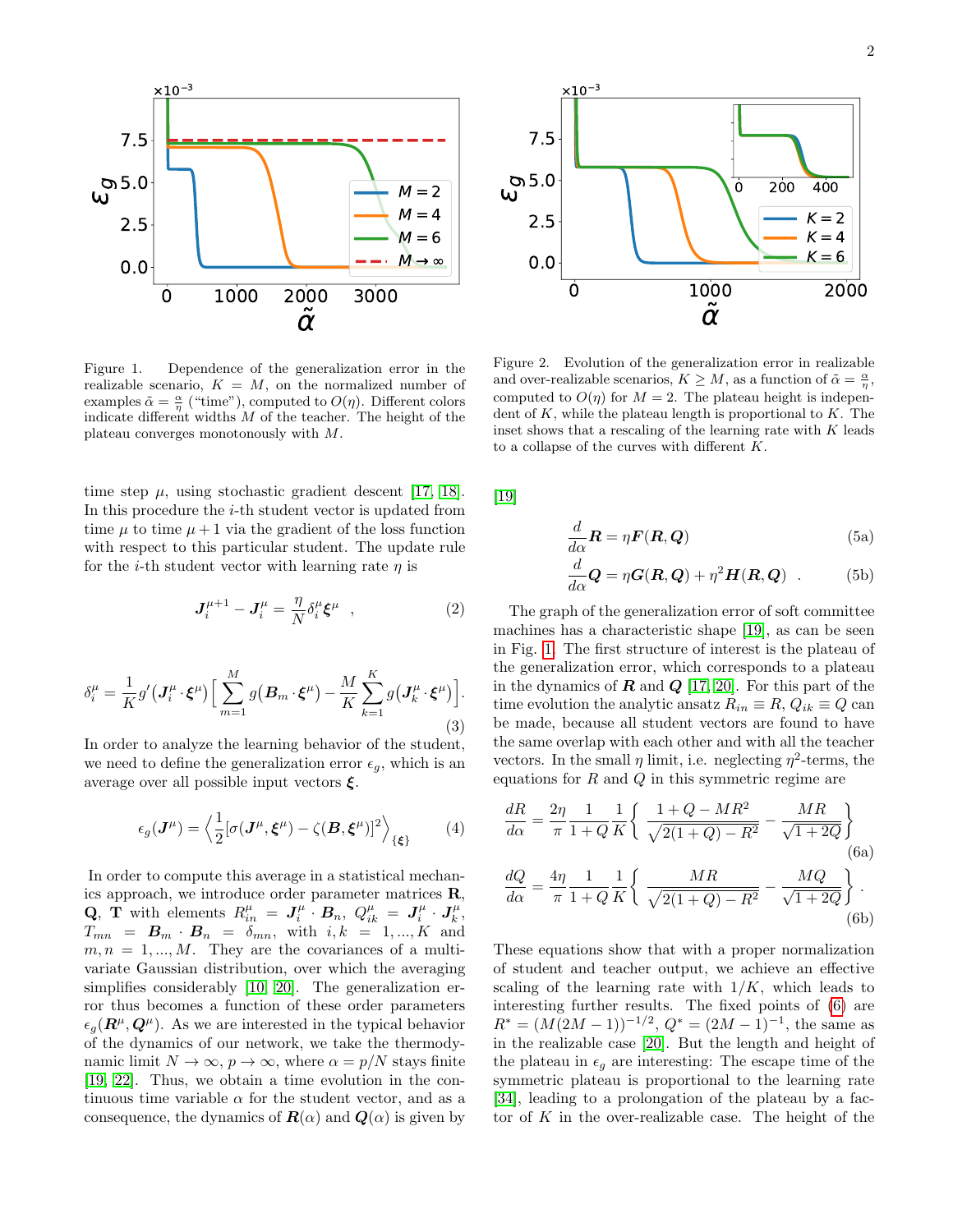Figure 1. Dependence of the generalization error in the realizable scenario, $K = M$, on the normalized number of examples $\tilde{\alpha} = \frac{\alpha}{\eta}$ ("time"), computed to $O(\eta)$. Different colors indicate different widths $M$ of the teacher. The height of the plateau converges monotonously with $M$.

Figure 2. Evolution of the generalization error in realizable and over-realizable scenarios, $K \geq M$, as a function of $\tilde{\alpha} = \frac{\alpha}{\eta}$, computed to $O(\eta)$ for $M = 2$. The plateau height is independent of $K$, while the plateau length is proportional to $K$. The inset shows that a rescaling of the learning rate with $K$ leads to a collapse of the curves with different $K$.

time step $\mu$, using stochastic gradient descent [17, 18]. In this procedure the $i$-th student vector is updated from time $\mu$ to time $\mu+1$ via the gradient of the loss function with respect to this particular student. The update rule for the $i$-th student vector with learning rate $\eta$ is

$$\boldsymbol{J}_i^{\mu+1} - \boldsymbol{J}_i^{\mu} = \frac{\eta}{N}\delta_i^{\mu}\boldsymbol{\xi}^{\mu} \quad , \tag{2}$$

$$\delta_i^{\mu} = \frac{1}{K} g'(\boldsymbol{J}_i^{\mu}\cdot\boldsymbol{\xi}^{\mu})\Big[\sum_{m=1}^{M} g(\boldsymbol{B}_m\cdot\boldsymbol{\xi}^{\mu}) - \frac{M}{K}\sum_{k=1}^{K} g(\boldsymbol{J}_k^{\mu}\cdot\boldsymbol{\xi}^{\mu})\Big]. \tag{3}$$

In order to analyze the learning behavior of the student, we need to define the generalization error $\epsilon_g$, which is an average over all possible input vectors $\boldsymbol{\xi}$.

$$\epsilon_g(\boldsymbol{J}^{\mu}) = \Big\langle \frac{1}{2}[\sigma(\boldsymbol{J}^{\mu},\boldsymbol{\xi}^{\mu}) - \zeta(\boldsymbol{B},\boldsymbol{\xi}^{\mu})]^2 \Big\rangle_{\{\boldsymbol{\xi}\}} \tag{4}$$

In order to compute this average in a statistical mechanics approach, we introduce order parameter matrices $\mathbf{R}$, $\mathbf{Q}$, $\mathbf{T}$ with elements $R_{in}^{\mu} = \boldsymbol{J}_i^{\mu}\cdot\boldsymbol{B}_n$, $Q_{ik}^{\mu} = \boldsymbol{J}_i^{\mu}\cdot\boldsymbol{J}_k^{\mu}$, $T_{mn} = \boldsymbol{B}_m\cdot\boldsymbol{B}_n = \delta_{mn}$, with $i,k = 1,...,K$ and $m,n = 1,...,M$. They are the covariances of a multivariate Gaussian distribution, over which the averaging simplifies considerably [10, 20]. The generalization error thus becomes a function of these order parameters $\epsilon_g(\boldsymbol{R}^{\mu},\boldsymbol{Q}^{\mu})$. As we are interested in the typical behavior of the dynamics of our network, we take the thermodynamic limit $N\to\infty$, $p\to\infty$, where $\alpha = p/N$ stays finite [19, 22]. Thus, we obtain a time evolution in the continuous time variable $\alpha$ for the student vector, and as a consequence, the dynamics of $\boldsymbol{R}(\alpha)$ and $\boldsymbol{Q}(\alpha)$ is given by [19]

$$\frac{d}{d\alpha}\boldsymbol{R} = \eta\boldsymbol{F}(\boldsymbol{R},\boldsymbol{Q}) \tag{5a}$$

$$\frac{d}{d\alpha}\boldsymbol{Q} = \eta\boldsymbol{G}(\boldsymbol{R},\boldsymbol{Q}) + \eta^2\boldsymbol{H}(\boldsymbol{R},\boldsymbol{Q}) \quad . \tag{5b}$$

The graph of the generalization error of soft committee machines has a characteristic shape [19], as can be seen in Fig. 1. The first structure of interest is the plateau of the generalization error, which corresponds to a plateau in the dynamics of $\boldsymbol{R}$ and $\boldsymbol{Q}$ [17, 20]. For this part of the time evolution the analytic ansatz $R_{in}\equiv R$, $Q_{ik}\equiv Q$ can be made, because all student vectors are found to have the same overlap with each other and with all the teacher vectors. In the small $\eta$ limit, i.e. neglecting $\eta^2$-terms, the equations for $R$ and $Q$ in this symmetric regime are

$$\frac{dR}{d\alpha} = \frac{2\eta}{\pi}\frac{1}{1+Q}\frac{1}{K}\left\{\frac{1+Q-MR^2}{\sqrt{2(1+Q)-R^2}} - \frac{MR}{\sqrt{1+2Q}}\right\} \tag{6a}$$

$$\frac{dQ}{d\alpha} = \frac{4\eta}{\pi}\frac{1}{1+Q}\frac{1}{K}\left\{\frac{MR}{\sqrt{2(1+Q)-R^2}} - \frac{MQ}{\sqrt{1+2Q}}\right\} . \tag{6b}$$

These equations show that with a proper normalization of student and teacher output, we achieve an effective scaling of the learning rate with $1/K$, which leads to interesting further results. The fixed points of (6) are $R^* = (M(2M-1))^{-1/2}$, $Q^* = (2M-1)^{-1}$, the same as in the realizable case [20]. But the length and height of the plateau in $\epsilon_g$ are interesting: The escape time of the symmetric plateau is proportional to the learning rate [34], leading to a prolongation of the plateau by a factor of $K$ in the over-realizable case. The height of the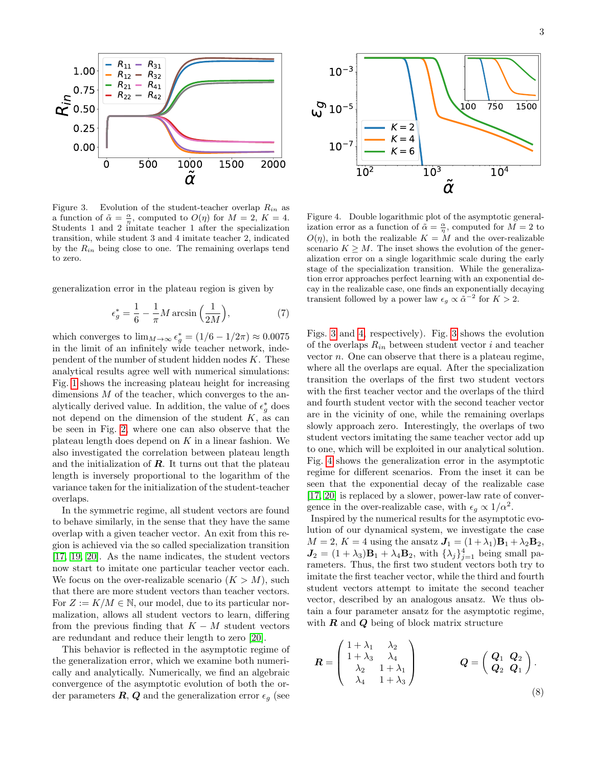Figure 3. Evolution of the student-teacher overlap $R_{in}$ as a function of $\tilde{\alpha} = \frac{\alpha}{\eta}$, computed to $O(\eta)$ for $M = 2$, $K = 4$. Students 1 and 2 imitate teacher 1 after the specialization transition, while student 3 and 4 imitate teacher 2, indicated by the $R_{in}$ being close to one. The remaining overlaps tend to zero.

Figure 4. Double logarithmic plot of the asymptotic generalization error as a function of $\tilde{\alpha} = \frac{\alpha}{\eta}$, computed for $M = 2$ to $O(\eta)$, in both the realizable $K = M$ and the over-realizable scenario $K \geq M$. The inset shows the evolution of the generalization error on a single logarithmic scale during the early stage of the specialization transition. While the generalization error approaches perfect learning with an exponential decay in the realizable case, one finds an exponentially decaying transient followed by a power law $\epsilon_g \propto \tilde{\alpha}^{-2}$ for $K > 2$.

generalization error in the plateau region is given by

$$\epsilon_g^* = \frac{1}{6} - \frac{1}{\pi} M \arcsin\left(\frac{1}{2M}\right), \tag{7}$$

which converges to $\lim_{M\to\infty} \epsilon_g^* = (1/6 - 1/2\pi) \approx 0.0075$ in the limit of an infinitely wide teacher network, independent of the number of student hidden nodes $K$. These analytical results agree well with numerical simulations: Fig. 1 shows the increasing plateau height for increasing dimensions $M$ of the teacher, which converges to the analytically derived value. In addition, the value of $\epsilon_g^*$ does not depend on the dimension of the student $K$, as can be seen in Fig. 2, where one can also observe that the plateau length does depend on $K$ in a linear fashion. We also investigated the correlation between plateau length and the initialization of $\boldsymbol{R}$. It turns out that the plateau length is inversely proportional to the logarithm of the variance taken for the initialization of the student-teacher overlaps.

In the symmetric regime, all student vectors are found to behave similarly, in the sense that they have the same overlap with a given teacher vector. An exit from this region is achieved via the so called specialization transition [17, 19, 20]. As the name indicates, the student vectors now start to imitate one particular teacher vector each. We focus on the over-realizable scenario ($K > M$), such that there are more student vectors than teacher vectors. For $Z := K/M \in \mathbb{N}$, our model, due to its particular normalization, allows all student vectors to learn, differing from the previous finding that $K - M$ student vectors are redundant and reduce their length to zero [20].

This behavior is reflected in the asymptotic regime of the generalization error, which we examine both numerically and analytically. Numerically, we find an algebraic convergence of the asymptotic evolution of both the order parameters $\boldsymbol{R}$, $\boldsymbol{Q}$ and the generalization error $\epsilon_g$ (see Figs. 3 and 4, respectively). Fig. 3 shows the evolution of the overlaps $R_{in}$ between student vector $i$ and teacher vector $n$. One can observe that there is a plateau regime, where all the overlaps are equal. After the specialization transition the overlaps of the first two student vectors with the first teacher vector and the overlaps of the third and fourth student vector with the second teacher vector are in the vicinity of one, while the remaining overlaps slowly approach zero. Interestingly, the overlaps of two student vectors imitating the same teacher vector add up to one, which will be exploited in our analytical solution. Fig. 4 shows the generalization error in the asymptotic regime for different scenarios. From the inset it can be seen that the exponential decay of the realizable case [17, 20] is replaced by a slower, power-law rate of convergence in the over-realizable case, with $\epsilon_g \propto 1/\alpha^2$.

Inspired by the numerical results for the asymptotic evolution of our dynamical system, we investigate the case $M = 2$, $K = 4$ using the ansatz $\boldsymbol{J}_1 = (1 + \lambda_1)\mathbf{B}_1 + \lambda_2 \mathbf{B}_2$, $\boldsymbol{J}_2 = (1 + \lambda_3)\mathbf{B}_1 + \lambda_4 \mathbf{B}_2$, with $\{\lambda_j\}_{j=1}^4$ being small parameters. Thus, the first two student vectors both try to imitate the first teacher vector, while the third and fourth student vectors attempt to imitate the second teacher vector, described by an analogous ansatz. We thus obtain a four parameter ansatz for the asymptotic regime, with $\boldsymbol{R}$ and $\boldsymbol{Q}$ being of block matrix structure

$$\boldsymbol{R} = \begin{pmatrix} 1+\lambda_1 & \lambda_2 \\ 1+\lambda_3 & \lambda_4 \\ \lambda_2 & 1+\lambda_1 \\ \lambda_4 & 1+\lambda_3 \end{pmatrix} \qquad \boldsymbol{Q} = \begin{pmatrix} \boldsymbol{Q}_1 & \boldsymbol{Q}_2 \\ \boldsymbol{Q}_2 & \boldsymbol{Q}_1 \end{pmatrix}. \tag{8}$$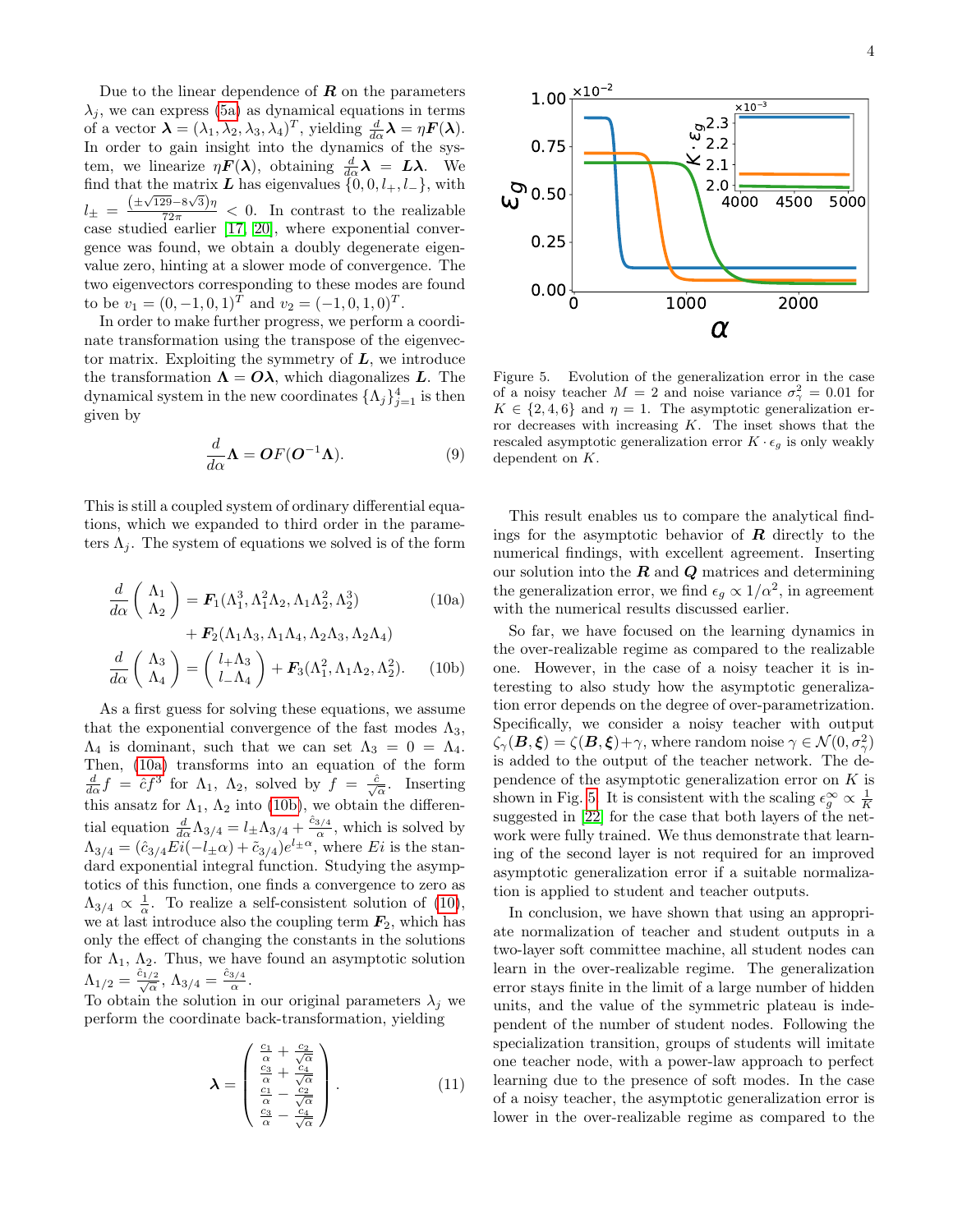Due to the linear dependence of $\boldsymbol{R}$ on the parameters $\lambda_j$, we can express (5a) as dynamical equations in terms of a vector $\boldsymbol{\lambda} = (\lambda_1, \lambda_2, \lambda_3, \lambda_4)^T$, yielding $\frac{d}{d\alpha}\boldsymbol{\lambda} = \eta \boldsymbol{F}(\boldsymbol{\lambda})$. In order to gain insight into the dynamics of the system, we linearize $\eta \boldsymbol{F}(\boldsymbol{\lambda})$, obtaining $\frac{d}{d\alpha}\boldsymbol{\lambda} = \boldsymbol{L}\boldsymbol{\lambda}$. We find that the matrix $\boldsymbol{L}$ has eigenvalues $\{0, 0, l_+, l_-\}$, with $l_\pm = \frac{(\pm\sqrt{129} - 8\sqrt{3})\eta}{72\pi} < 0$. In contrast to the realizable case studied earlier [17, 20], where exponential convergence was found, we obtain a doubly degenerate eigenvalue zero, hinting at a slower mode of convergence. The two eigenvectors corresponding to these modes are found to be $v_1 = (0, -1, 0, 1)^T$ and $v_2 = (-1, 0, 1, 0)^T$.

In order to make further progress, we perform a coordinate transformation using the transpose of the eigenvector matrix. Exploiting the symmetry of $\boldsymbol{L}$, we introduce the transformation $\boldsymbol{\Lambda} = \boldsymbol{O}\boldsymbol{\lambda}$, which diagonalizes $\boldsymbol{L}$. The dynamical system in the new coordinates $\{\Lambda_j\}_{j=1}^4$ is then given by

$$\frac{d}{d\alpha}\boldsymbol{\Lambda} = \boldsymbol{O}F(\boldsymbol{O}^{-1}\boldsymbol{\Lambda}). \tag{9}$$

This is still a coupled system of ordinary differential equations, which we expanded to third order in the parameters $\Lambda_j$. The system of equations we solved is of the form

$$\frac{d}{d\alpha}\begin{pmatrix} \Lambda_1 \\ \Lambda_2 \end{pmatrix} = \boldsymbol{F}_1(\Lambda_1^3, \Lambda_1^2\Lambda_2, \Lambda_1\Lambda_2^2, \Lambda_2^3) \tag{10a}$$
$$+ \boldsymbol{F}_2(\Lambda_1\Lambda_3, \Lambda_1\Lambda_4, \Lambda_2\Lambda_3, \Lambda_2\Lambda_4)$$
$$\frac{d}{d\alpha}\begin{pmatrix} \Lambda_3 \\ \Lambda_4 \end{pmatrix} = \begin{pmatrix} l_+\Lambda_3 \\ l_-\Lambda_4 \end{pmatrix} + \boldsymbol{F}_3(\Lambda_1^2, \Lambda_1\Lambda_2, \Lambda_2^2). \tag{10b}$$

As a first guess for solving these equations, we assume that the exponential convergence of the fast modes $\Lambda_3$, $\Lambda_4$ is dominant, such that we can set $\Lambda_3 = 0 = \Lambda_4$. Then, (10a) transforms into an equation of the form $\frac{d}{d\alpha} f = \hat{c} f^3$ for $\Lambda_1$, $\Lambda_2$, solved by $f = \frac{\hat{c}}{\sqrt{\alpha}}$. Inserting this ansatz for $\Lambda_1$, $\Lambda_2$ into (10b), we obtain the differential equation $\frac{d}{d\alpha}\Lambda_{3/4} = l_\pm \Lambda_{3/4} + \frac{\hat{c}_{3/4}}{\alpha}$, which is solved by $\Lambda_{3/4} = (\hat{c}_{3/4} Ei(-l_\pm \alpha) + \tilde{c}_{3/4})e^{l_\pm \alpha}$, where $Ei$ is the standard exponential integral function. Studying the asymptotics of this function, one finds a convergence to zero as $\Lambda_{3/4} \propto \frac{1}{\alpha}$. To realize a self-consistent solution of (10), we at last introduce also the coupling term $\boldsymbol{F}_2$, which has only the effect of changing the constants in the solutions for $\Lambda_1$, $\Lambda_2$. Thus, we have found an asymptotic solution $\Lambda_{1/2} = \frac{\hat{c}_{1/2}}{\sqrt{\alpha}}$, $\Lambda_{3/4} = \frac{\hat{c}_{3/4}}{\alpha}$.

To obtain the solution in our original parameters $\lambda_j$ we perform the coordinate back-transformation, yielding

$$\boldsymbol{\lambda} = \begin{pmatrix} \frac{c_1}{\alpha} + \frac{c_2}{\sqrt{\alpha}} \\ \frac{c_3}{\alpha} + \frac{c_4}{\sqrt{\alpha}} \\ \frac{c_1}{\alpha} - \frac{c_2}{\sqrt{\alpha}} \\ \frac{c_3}{\alpha} - \frac{c_4}{\sqrt{\alpha}} \end{pmatrix}. \tag{11}$$

Figure 5. Evolution of the generalization error in the case of a noisy teacher $M = 2$ and noise variance $\sigma_\gamma^2 = 0.01$ for $K \in \{2, 4, 6\}$ and $\eta = 1$. The asymptotic generalization error decreases with increasing $K$. The inset shows that the rescaled asymptotic generalization error $K \cdot \epsilon_g$ is only weakly dependent on $K$.

This result enables us to compare the analytical findings for the asymptotic behavior of $\boldsymbol{R}$ directly to the numerical findings, with excellent agreement. Inserting our solution into the $\boldsymbol{R}$ and $\boldsymbol{Q}$ matrices and determining the generalization error, we find $\epsilon_g \propto 1/\alpha^2$, in agreement with the numerical results discussed earlier.

So far, we have focused on the learning dynamics in the over-realizable regime as compared to the realizable one. However, in the case of a noisy teacher it is interesting to also study how the asymptotic generalization error depends on the degree of over-parametrization. Specifically, we consider a noisy teacher with output $\zeta_\gamma(\boldsymbol{B}, \boldsymbol{\xi}) = \zeta(\boldsymbol{B}, \boldsymbol{\xi}) + \gamma$, where random noise $\gamma \in \mathcal{N}(0, \sigma_\gamma^2)$ is added to the output of the teacher network. The dependence of the asymptotic generalization error on $K$ is shown in Fig. 5. It is consistent with the scaling $\epsilon_g^\infty \propto \frac{1}{K}$ suggested in [22] for the case that both layers of the network were fully trained. We thus demonstrate that learning of the second layer is not required for an improved asymptotic generalization error if a suitable normalization is applied to student and teacher outputs.

In conclusion, we have shown that using an appropriate normalization of teacher and student outputs in a two-layer soft committee machine, all student nodes can learn in the over-realizable regime. The generalization error stays finite in the limit of a large number of hidden units, and the value of the symmetric plateau is independent of the number of student nodes. Following the specialization transition, groups of students will imitate one teacher node, with a power-law approach to perfect learning due to the presence of soft modes. In the case of a noisy teacher, the asymptotic generalization error is lower in the over-realizable regime as compared to the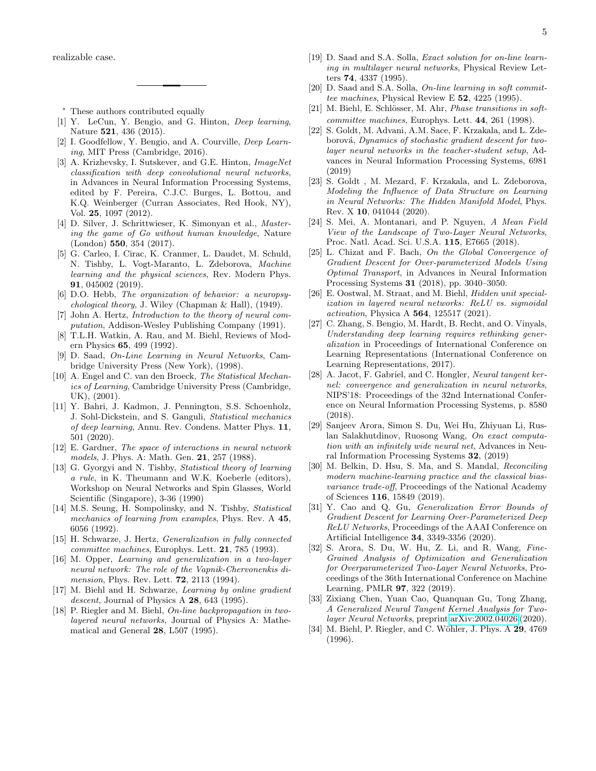realizable case.

---

\* These authors contributed equally

[1] Y. LeCun, Y. Bengio, and G. Hinton, *Deep learning*, Nature **521**, 436 (2015).

[2] I. Goodfellow, Y. Bengio, and A. Courville, *Deep Learning*, MIT Press (Cambridge, 2016).

[3] A. Krizhevsky, I. Sutskever, and G.E. Hinton, *ImageNet classification with deep convolutional neural networks*, in Advances in Neural Information Processing Systems, edited by F. Pereira, C.J.C. Burges, L. Bottou, and K.Q. Weinberger (Curran Associates, Red Hook, NY), Vol. **25**, 1097 (2012).

[4] D. Silver, J. Schrittwieser, K. Simonyan et al., *Mastering the game of Go without human knowledge*, Nature (London) **550**, 354 (2017).

[5] G. Carleo, I. Cirac, K. Cranmer, L. Daudet, M. Schuld, N. Tishby, L. Vogt-Maranto, L. Zdeborova, *Machine learning and the physical sciences*, Rev. Modern Phys. **91**, 045002 (2019).

[6] D.O. Hebb, *The organization of behavior: a neuropsychological theory*, J. Wiley (Chapman & Hall), (1949).

[7] John A. Hertz, *Introduction to the theory of neural computation*, Addison-Wesley Publishing Company (1991).

[8] T.L.H. Watkin, A. Rau, and M. Biehl, Reviews of Modern Physics **65**, 499 (1992).

[9] D. Saad, *On-Line Learning in Neural Networks*, Cambridge University Press (New York), (1998).

[10] A. Engel and C. van den Broeck, *The Statistical Mechanics of Learning*, Cambridge University Press (Cambridge, UK), (2001).

[11] Y. Bahri, J. Kadmon, J. Pennington, S.S. Schoenholz, J. Sohl-Dickstein, and S. Ganguli, *Statistical mechanics of deep learning*, Annu. Rev. Condens. Matter Phys. **11**, 501 (2020).

[12] E. Gardner, *The space of interactions in neural network models*, J. Phys. A: Math. Gen. **21**, 257 (1988).

[13] G. Gyorgyi and N. Tishby, *Statistical theory of learning a rule*, in K. Theumann and W.K. Koeberle (editors), Workshop on Neural Networks and Spin Glasses, World Scientific (Singapore), 3-36 (1990)

[14] M.S. Seung, H. Sompolinsky, and N. Tishby, *Statistical mechanics of learning from examples*, Phys. Rev. A **45**, 6056 (1992).

[15] H. Schwarze, J. Hertz, *Generalization in fully connected committee machines*, Europhys. Lett. **21**, 785 (1993).

[16] M. Opper, *Learning and generalization in a two-layer neural network: The role of the Vapnik-Chervonenkis dimension*, Phys. Rev. Lett. **72**, 2113 (1994).

[17] M. Biehl and H. Schwarze, *Learning by online gradient descent*, Journal of Physics A **28**, 643 (1995).

[18] P. Riegler and M. Biehl, *On-line backpropagation in two-layered neural networks*, Journal of Physics A: Mathematical and General **28**, L507 (1995).

[19] D. Saad and S.A. Solla, *Exact solution for on-line learning in multilayer neural networks*, Physical Review Letters **74**, 4337 (1995).

[20] D. Saad and S.A. Solla, *On-line learning in soft committee machines*, Physical Review E **52**, 4225 (1995).

[21] M. Biehl, E. Schlösser, M. Ahr, *Phase transitions in soft-committee machines*, Europhys. Lett. **44**, 261 (1998).

[22] S. Goldt, M. Advani, A.M. Sace, F. Krzakala, and L. Zdeborová, *Dynamics of stochastic gradient descent for two-layer neural networks in the teacher-student setup*, Advances in Neural Information Processing Systems, 6981 (2019)

[23] S. Goldt , M. Mezard, F. Krzakala, and L. Zdeborova, *Modeling the Influence of Data Structure on Learning in Neural Networks: The Hidden Manifold Model*, Phys. Rev. X **10**, 041044 (2020).

[24] S. Mei, A. Montanari, and P. Nguyen, *A Mean Field View of the Landscape of Two-Layer Neural Networks*, Proc. Natl. Acad. Sci. U.S.A. **115**, E7665 (2018).

[25] L. Chizat and F. Bach, *On the Global Convergence of Gradient Descent for Over-parameterized Models Using Optimal Transport*, in Advances in Neural Information Processing Systems **31** (2018), pp. 3040–3050.

[26] E. Oostwal, M. Straat, and M. Biehl, *Hidden unit specialization in layered neural networks: ReLU vs. sigmoidal activation*, Physica A **564**, 125517 (2021).

[27] C. Zhang, S. Bengio, M. Hardt, B. Recht, and O. Vinyals, *Understanding deep learning requires rethinking generalization* in Proceedings of International Conference on Learning Representations (International Conference on Learning Representations, 2017).

[28] A. Jacot, F. Gabriel, and C. Hongler, *Neural tangent kernel: convergence and generalization in neural networks*, NIPS'18: Proceedings of the 32nd International Conference on Neural Information Processing Systems, p. 8580 (2018).

[29] Sanjeev Arora, Simon S. Du, Wei Hu, Zhiyuan Li, Ruslan Salakhutdinov, Ruosong Wang, *On exact computation with an infinitely wide neural net*, Advances in Neural Information Processing Systems **32**, (2019)

[30] M. Belkin, D. Hsu, S. Ma, and S. Mandal, *Reconciling modern machine-learning practice and the classical bias-variance trade-off*, Proceedings of the National Academy of Sciences **116**, 15849 (2019).

[31] Y. Cao and Q. Gu, *Generalization Error Bounds of Gradient Descent for Learning Over-Parameterized Deep ReLU Networks*, Proceedings of the AAAI Conference on Artificial Intelligence **34**, 3349-3356 (2020).

[32] S. Arora, S. Du, W. Hu, Z. Li, and R. Wang, *Fine-Grained Analysis of Optimization and Generalization for Overparameterized Two-Layer Neural Networks*, Proceedings of the 36th International Conference on Machine Learning, PMLR **97**, 322 (2019).

[33] Zixiang Chen, Yuan Cao, Quanquan Gu, Tong Zhang, *A Generalized Neural Tangent Kernel Analysis for Two-layer Neural Networks*, preprint arXiv:2002.04026 (2020).

[34] M. Biehl, P. Riegler, and C. Wöhler, J. Phys. A **29**, 4769 (1996).